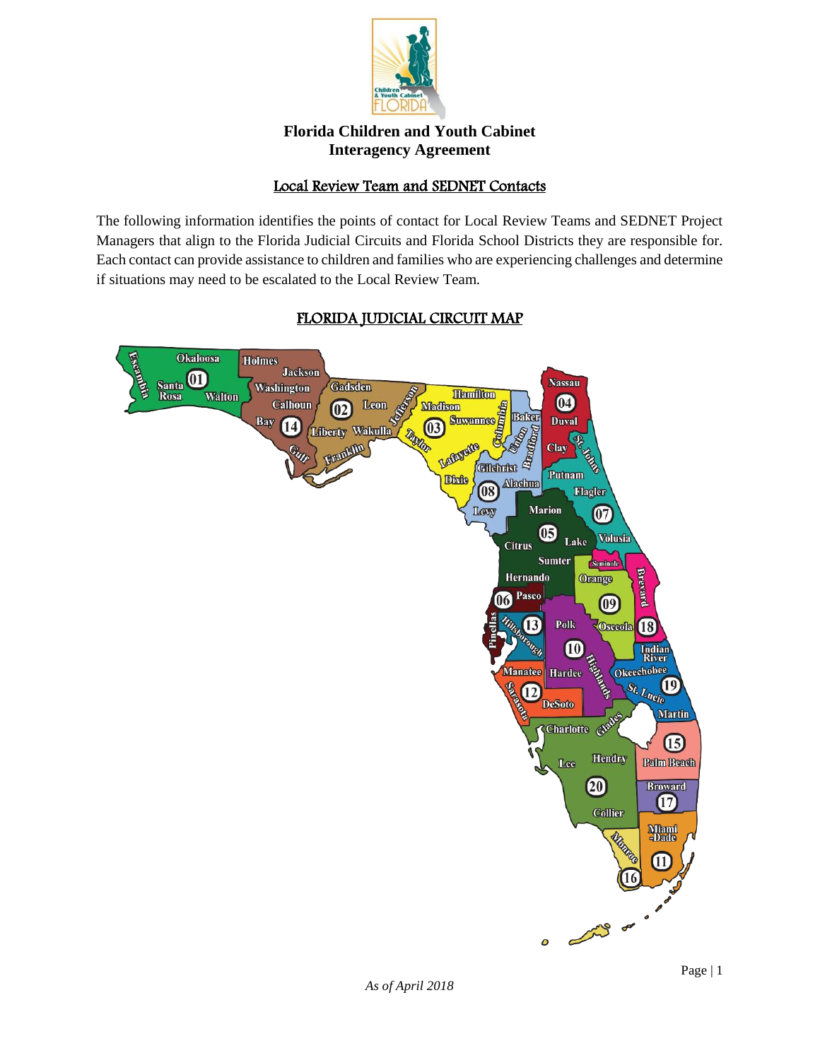**Florida Children and Youth Cabinet**
**Interagency Agreement**

## Local Review Team and SEDNET Contacts

The following information identifies the points of contact for Local Review Teams and SEDNET Project Managers that align to the Florida Judicial Circuits and Florida School Districts they are responsible for. Each contact can provide assistance to children and families who are experiencing challenges and determine if situations may need to be escalated to the Local Review Team.

## FLORIDA JUDICIAL CIRCUIT MAP

*As of April 2018*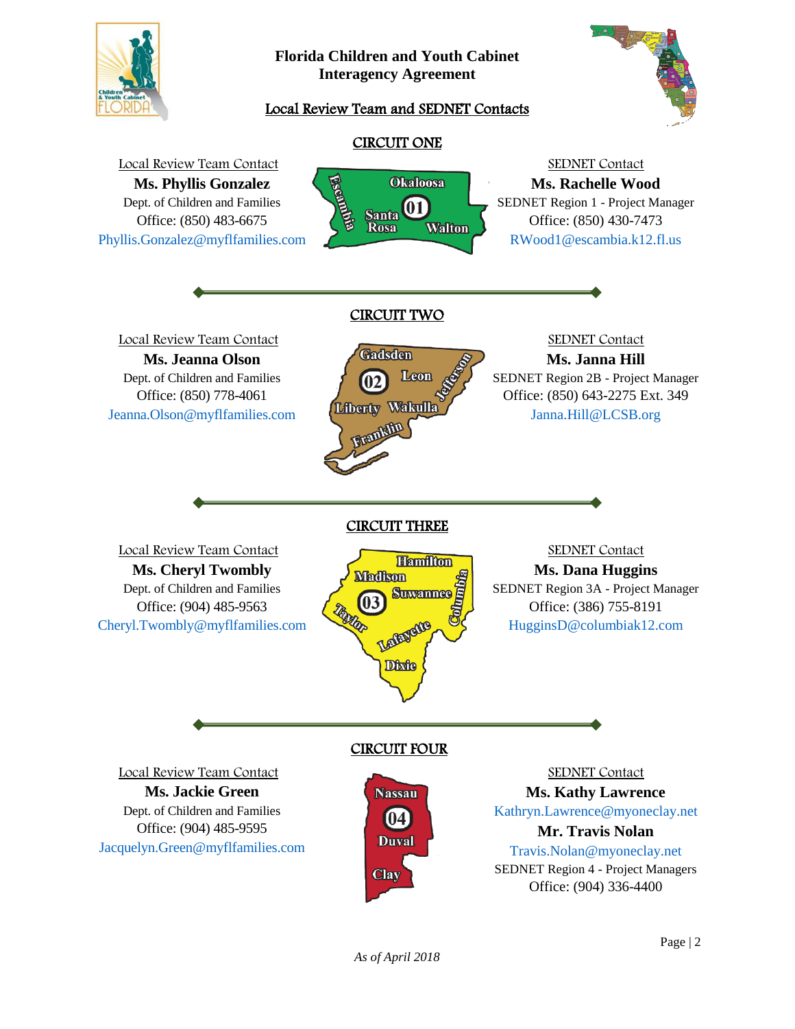# Florida Children and Youth Cabinet
# Interagency Agreement

## Local Review Team and SEDNET Contacts

### CIRCUIT ONE

Counties: Escambia, Santa Rosa, Okaloosa, Walton (01)

**Local Review Team Contact**
**Ms. Phyllis Gonzalez**
Dept. of Children and Families
Office: (850) 483-6675
Phyllis.Gonzalez@myflfamilies.com

**SEDNET Contact**
**Ms. Rachelle Wood**
SEDNET Region 1 - Project Manager
Office: (850) 430-7473
RWood1@escambia.k12.fl.us

### CIRCUIT TWO

Counties: Gadsden, Leon, Jefferson, Liberty, Wakulla, Franklin (02)

**Local Review Team Contact**
**Ms. Jeanna Olson**
Dept. of Children and Families
Office: (850) 778-4061
Jeanna.Olson@myflfamilies.com

**SEDNET Contact**
**Ms. Janna Hill**
SEDNET Region 2B - Project Manager
Office: (850) 643-2275 Ext. 349
Janna.Hill@LCSB.org

### CIRCUIT THREE

Counties: Hamilton, Madison, Suwannee, Columbia, Taylor, Lafayette, Dixie (03)

**Local Review Team Contact**
**Ms. Cheryl Twombly**
Dept. of Children and Families
Office: (904) 485-9563
Cheryl.Twombly@myflfamilies.com

**SEDNET Contact**
**Ms. Dana Huggins**
SEDNET Region 3A - Project Manager
Office: (386) 755-8191
HugginsD@columbiak12.com

### CIRCUIT FOUR

Counties: Nassau, Duval, Clay (04)

**Local Review Team Contact**
**Ms. Jackie Green**
Dept. of Children and Families
Office: (904) 485-9595
Jacquelyn.Green@myflfamilies.com

**SEDNET Contact**
**Ms. Kathy Lawrence**
Kathryn.Lawrence@myoneclay.net
**Mr. Travis Nolan**
Travis.Nolan@myoneclay.net
SEDNET Region 4 - Project Managers
Office: (904) 336-4400

*As of April 2018*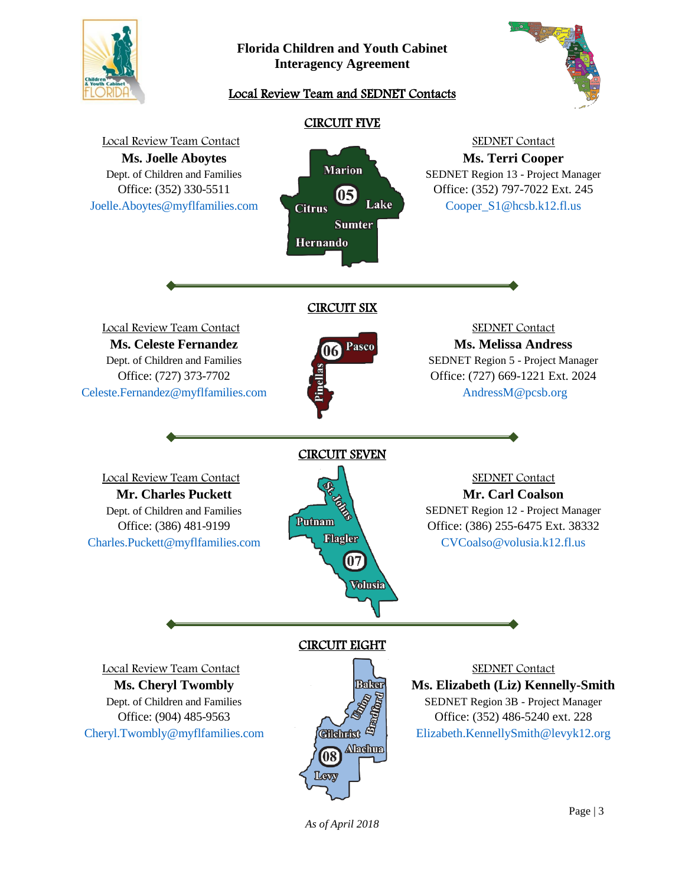**Florida Children and Youth Cabinet**
**Interagency Agreement**

Local Review Team and SEDNET Contacts

## CIRCUIT FIVE

Local Review Team Contact
**Ms. Joelle Aboytes**
Dept. of Children and Families
Office: (352) 330-5511
Joelle.Aboytes@myflfamilies.com

Marion, Citrus, Lake, Sumter, Hernando (05)

SEDNET Contact
**Ms. Terri Cooper**
SEDNET Region 13 - Project Manager
Office: (352) 797-7022 Ext. 245
Cooper_S1@hcsb.k12.fl.us

## CIRCUIT SIX

Local Review Team Contact
**Ms. Celeste Fernandez**
Dept. of Children and Families
Office: (727) 373-7702
Celeste.Fernandez@myflfamilies.com

Pasco, Pinellas (06)

SEDNET Contact
**Ms. Melissa Andress**
SEDNET Region 5 - Project Manager
Office: (727) 669-1221 Ext. 2024
AndressM@pcsb.org

## CIRCUIT SEVEN

Local Review Team Contact
**Mr. Charles Puckett**
Dept. of Children and Families
Office: (386) 481-9199
Charles.Puckett@myflfamilies.com

St. Johns, Putnam, Flagler, Volusia (07)

SEDNET Contact
**Mr. Carl Coalson**
SEDNET Region 12 - Project Manager
Office: (386) 255-6475 Ext. 38332
CVCoalso@volusia.k12.fl.us

## CIRCUIT EIGHT

Local Review Team Contact
**Ms. Cheryl Twombly**
Dept. of Children and Families
Office: (904) 485-9563
Cheryl.Twombly@myflfamilies.com

Baker, Union, Bradford, Gilchrist, Alachua, Levy (08)

SEDNET Contact
**Ms. Elizabeth (Liz) Kennelly-Smith**
SEDNET Region 3B - Project Manager
Office: (352) 486-5240 ext. 228
Elizabeth.KennellySmith@levyk12.org

*As of April 2018*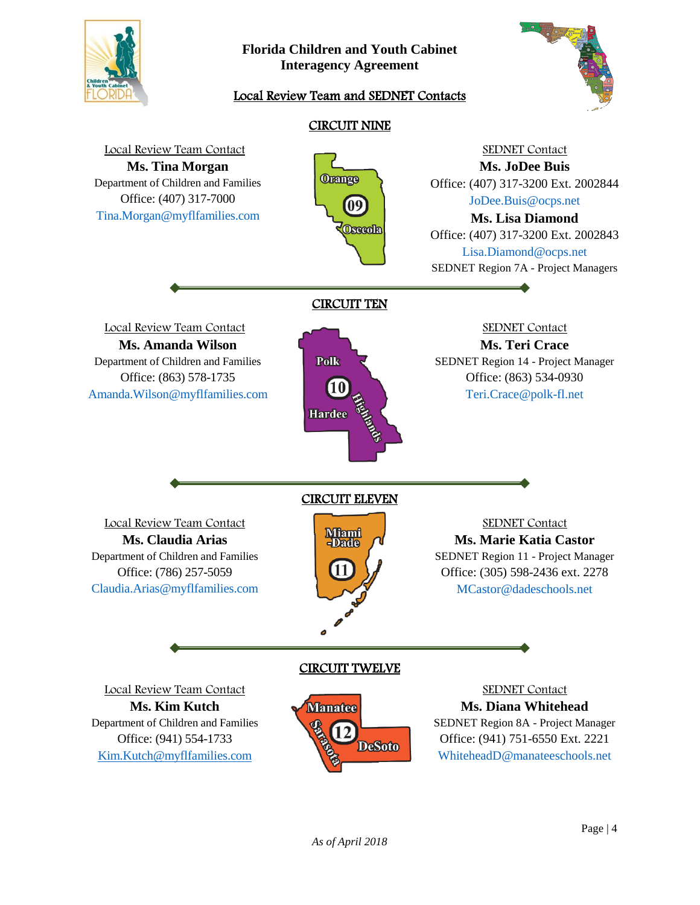# Florida Children and Youth Cabinet
# Interagency Agreement

## Local Review Team and SEDNET Contacts

### CIRCUIT NINE

Local Review Team Contact
**Ms. Tina Morgan**
Department of Children and Families
Office: (407) 317-7000
Tina.Morgan@myflfamilies.com

Orange, Osceola (09)

SEDNET Contact
**Ms. JoDee Buis**
Office: (407) 317-3200 Ext. 2002844
JoDee.Buis@ocps.net
**Ms. Lisa Diamond**
Office: (407) 317-3200 Ext. 2002843
Lisa.Diamond@ocps.net
SEDNET Region 7A - Project Managers

### CIRCUIT TEN

Local Review Team Contact
**Ms. Amanda Wilson**
Department of Children and Families
Office: (863) 578-1735
Amanda.Wilson@myflfamilies.com

Polk, Hardee, Highlands (10)

SEDNET Contact
**Ms. Teri Crace**
SEDNET Region 14 - Project Manager
Office: (863) 534-0930
Teri.Crace@polk-fl.net

### CIRCUIT ELEVEN

Local Review Team Contact
**Ms. Claudia Arias**
Department of Children and Families
Office: (786) 257-5059
Claudia.Arias@myflfamilies.com

Miami-Dade (11)

SEDNET Contact
**Ms. Marie Katia Castor**
SEDNET Region 11 - Project Manager
Office: (305) 598-2436 ext. 2278
MCastor@dadeschools.net

### CIRCUIT TWELVE

Local Review Team Contact
**Ms. Kim Kutch**
Department of Children and Families
Office: (941) 554-1733
Kim.Kutch@myflfamilies.com

Manatee, Sarasota, DeSoto (12)

SEDNET Contact
**Ms. Diana Whitehead**
SEDNET Region 8A - Project Manager
Office: (941) 751-6550 Ext. 2221
WhiteheadD@manateeschools.net

*As of April 2018*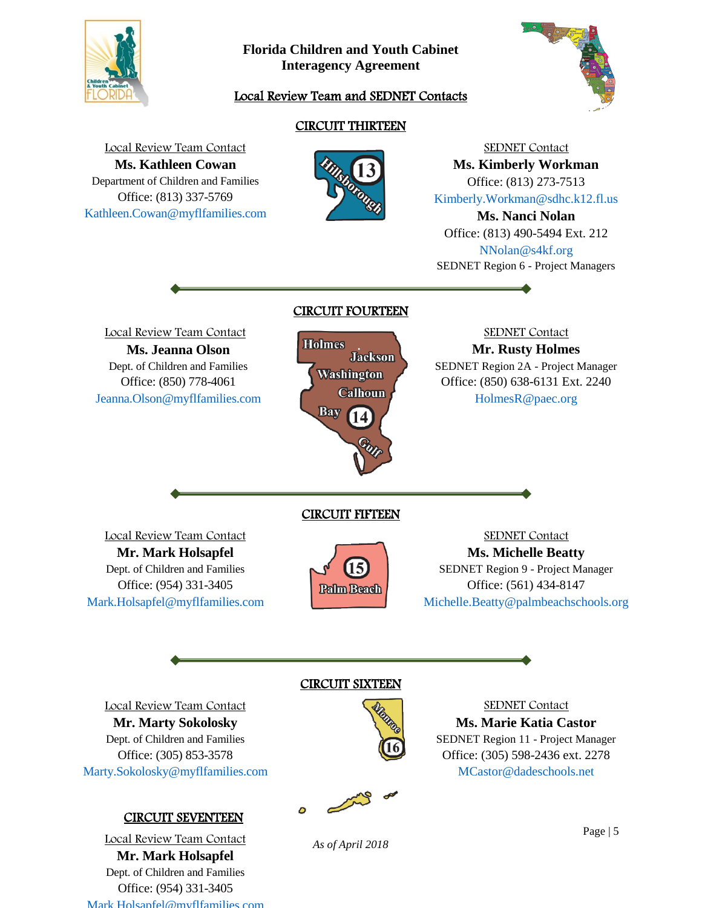# Florida Children and Youth Cabinet
# Interagency Agreement

## Local Review Team and SEDNET Contacts

### CIRCUIT THIRTEEN

**Local Review Team Contact**

**Ms. Kathleen Cowan**
Department of Children and Families
Office: (813) 337-5769
Kathleen.Cowan@myflfamilies.com

Hillsborough 13

**SEDNET Contact**

**Ms. Kimberly Workman**
Office: (813) 273-7513
Kimberly.Workman@sdhc.k12.fl.us

**Ms. Nanci Nolan**
Office: (813) 490-5494 Ext. 212
NNolan@s4kf.org
SEDNET Region 6 - Project Managers

### CIRCUIT FOURTEEN

**Local Review Team Contact**

**Ms. Jeanna Olson**
Dept. of Children and Families
Office: (850) 778-4061
Jeanna.Olson@myflfamilies.com

Holmes, Jackson, Washington, Calhoun, Bay, Gulf 14

**SEDNET Contact**

**Mr. Rusty Holmes**
SEDNET Region 2A - Project Manager
Office: (850) 638-6131 Ext. 2240
HolmesR@paec.org

### CIRCUIT FIFTEEN

**Local Review Team Contact**

**Mr. Mark Holsapfel**
Dept. of Children and Families
Office: (954) 331-3405
Mark.Holsapfel@myflfamilies.com

15 Palm Beach

**SEDNET Contact**

**Ms. Michelle Beatty**
SEDNET Region 9 - Project Manager
Office: (561) 434-8147
Michelle.Beatty@palmbeachschools.org

### CIRCUIT SIXTEEN

**Local Review Team Contact**

**Mr. Marty Sokolosky**
Dept. of Children and Families
Office: (305) 853-3578
Marty.Sokolosky@myflfamilies.com

Monroe 16

**SEDNET Contact**

**Ms. Marie Katia Castor**
SEDNET Region 11 - Project Manager
Office: (305) 598-2436 ext. 2278
MCastor@dadeschools.net

### CIRCUIT SEVENTEEN

**Local Review Team Contact**

**Mr. Mark Holsapfel**
Dept. of Children and Families
Office: (954) 331-3405
Mark.Holsapfel@myflfamilies.com

*As of April 2018*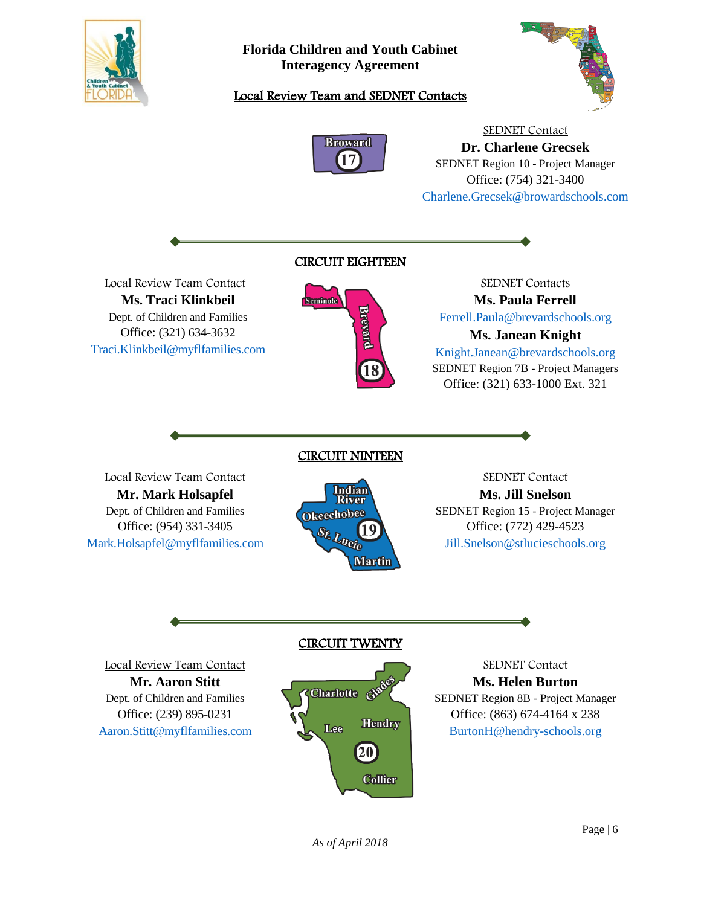**Florida Children and Youth Cabinet**
**Interagency Agreement**

Local Review Team and SEDNET Contacts

Broward 17

SEDNET Contact
**Dr. Charlene Grecsek**
SEDNET Region 10 - Project Manager
Office: (754) 321-3400
Charlene.Grecsek@browardschools.com

## CIRCUIT EIGHTEEN

Seminole
Brevard
18

Local Review Team Contact
**Ms. Traci Klinkbeil**
Dept. of Children and Families
Office: (321) 634-3632
Traci.Klinkbeil@myflfamilies.com

SEDNET Contacts
**Ms. Paula Ferrell**
Ferrell.Paula@brevardschools.org
**Ms. Janean Knight**
Knight.Janean@brevardschools.org
SEDNET Region 7B - Project Managers
Office: (321) 633-1000 Ext. 321

## CIRCUIT NINTEEN

Indian River
Okeechobee
St. Lucie
Martin
19

Local Review Team Contact
**Mr. Mark Holsapfel**
Dept. of Children and Families
Office: (954) 331-3405
Mark.Holsapfel@myflfamilies.com

SEDNET Contact
**Ms. Jill Snelson**
SEDNET Region 15 - Project Manager
Office: (772) 429-4523
Jill.Snelson@stlucieschools.org

## CIRCUIT TWENTY

Charlotte
Glades
Lee
Hendry
Collier
20

Local Review Team Contact
**Mr. Aaron Stitt**
Dept. of Children and Families
Office: (239) 895-0231
Aaron.Stitt@myflfamilies.com

SEDNET Contact
**Ms. Helen Burton**
SEDNET Region 8B - Project Manager
Office: (863) 674-4164 x 238
BurtonH@hendry-schools.org

*As of April 2018*